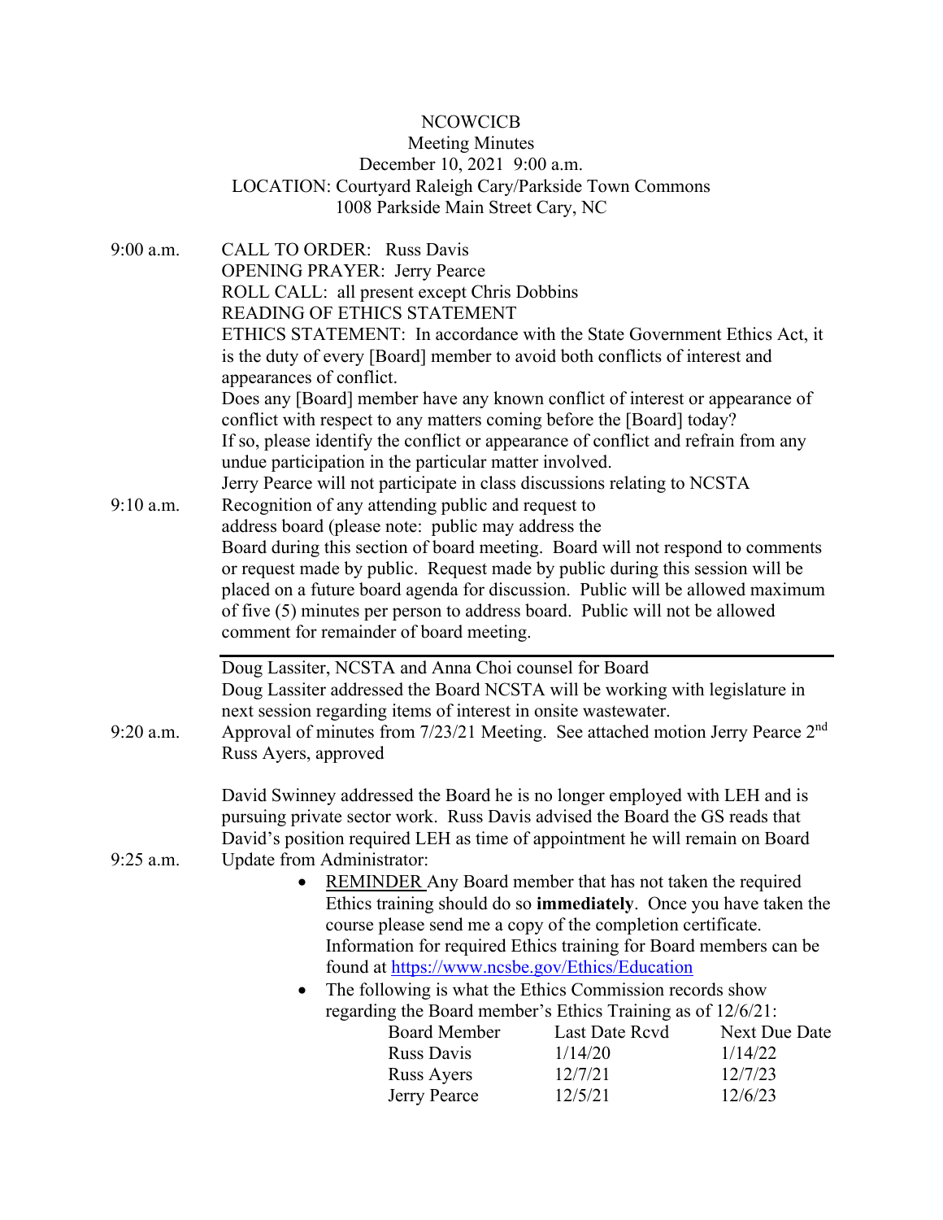NCOWCICB
Meeting Minutes
December 10, 2021 9:00 a.m.
LOCATION: Courtyard Raleigh Cary/Parkside Town Commons
1008 Parkside Main Street Cary, NC

9:00 a.m. CALL TO ORDER: Russ Davis
OPENING PRAYER: Jerry Pearce
ROLL CALL: all present except Chris Dobbins
READING OF ETHICS STATEMENT
ETHICS STATEMENT: In accordance with the State Government Ethics Act, it is the duty of every [Board] member to avoid both conflicts of interest and appearances of conflict.
Does any [Board] member have any known conflict of interest or appearance of conflict with respect to any matters coming before the [Board] today?
If so, please identify the conflict or appearance of conflict and refrain from any undue participation in the particular matter involved.
Jerry Pearce will not participate in class discussions relating to NCSTA

9:10 a.m. Recognition of any attending public and request to address board (please note: public may address the Board during this section of board meeting. Board will not respond to comments or request made by public. Request made by public during this session will be placed on a future board agenda for discussion. Public will be allowed maximum of five (5) minutes per person to address board. Public will not be allowed comment for remainder of board meeting.

---

Doug Lassiter, NCSTA and Anna Choi counsel for Board
Doug Lassiter addressed the Board NCSTA will be working with legislature in next session regarding items of interest in onsite wastewater.

9:20 a.m. Approval of minutes from 7/23/21 Meeting. See attached motion Jerry Pearce 2nd Russ Ayers, approved

David Swinney addressed the Board he is no longer employed with LEH and is pursuing private sector work. Russ Davis advised the Board the GS reads that David's position required LEH as time of appointment he will remain on Board

9:25 a.m. Update from Administrator:

- REMINDER Any Board member that has not taken the required Ethics training should do so **immediately**. Once you have taken the course please send me a copy of the completion certificate. Information for required Ethics training for Board members can be found at https://www.ncsbe.gov/Ethics/Education
- The following is what the Ethics Commission records show regarding the Board member's Ethics Training as of 12/6/21:

| Board Member | Last Date Rcvd | Next Due Date |
|---|---|---|
| Russ Davis | 1/14/20 | 1/14/22 |
| Russ Ayers | 12/7/21 | 12/7/23 |
| Jerry Pearce | 12/5/21 | 12/6/23 |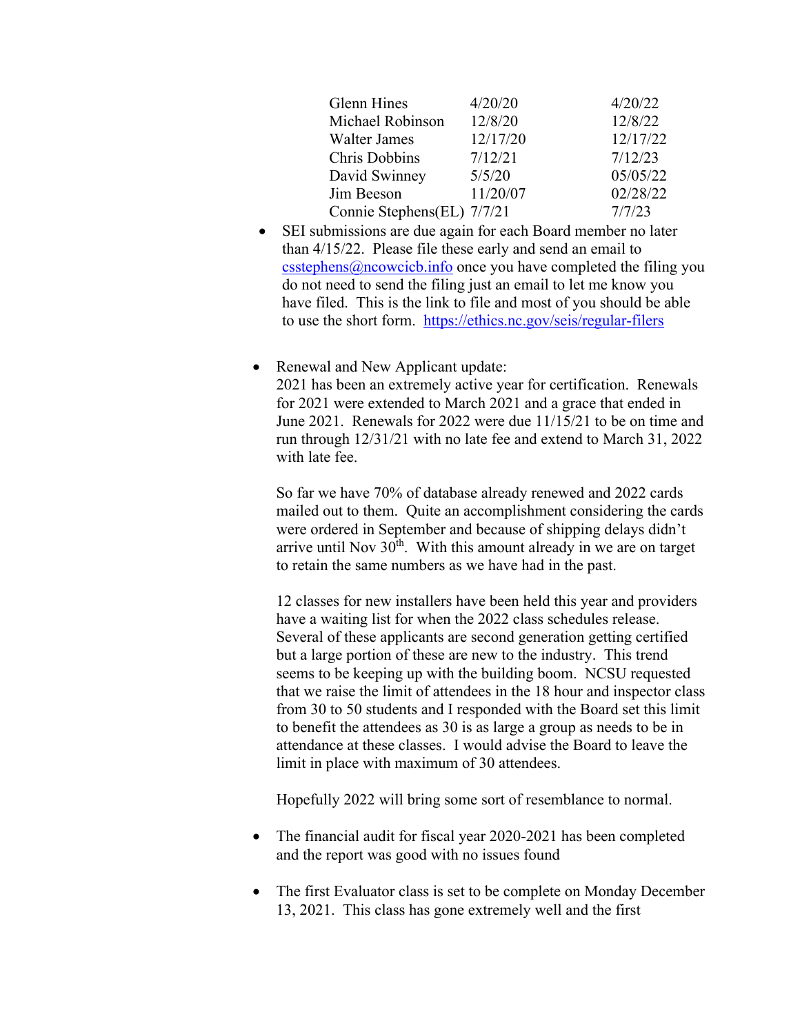| | | |
|---|---|---|
| Glenn Hines | 4/20/20 | 4/20/22 |
| Michael Robinson | 12/8/20 | 12/8/22 |
| Walter James | 12/17/20 | 12/17/22 |
| Chris Dobbins | 7/12/21 | 7/12/23 |
| David Swinney | 5/5/20 | 05/05/22 |
| Jim Beeson | 11/20/07 | 02/28/22 |
| Connie Stephens(EL) | 7/7/21 | 7/7/23 |

- SEI submissions are due again for each Board member no later than 4/15/22. Please file these early and send an email to csstephens@ncowcicb.info once you have completed the filing you do not need to send the filing just an email to let me know you have filed. This is the link to file and most of you should be able to use the short form. https://ethics.nc.gov/seis/regular-filers

- Renewal and New Applicant update:
  2021 has been an extremely active year for certification. Renewals for 2021 were extended to March 2021 and a grace that ended in June 2021. Renewals for 2022 were due 11/15/21 to be on time and run through 12/31/21 with no late fee and extend to March 31, 2022 with late fee.

  So far we have 70% of database already renewed and 2022 cards mailed out to them. Quite an accomplishment considering the cards were ordered in September and because of shipping delays didn't arrive until Nov 30th. With this amount already in we are on target to retain the same numbers as we have had in the past.

  12 classes for new installers have been held this year and providers have a waiting list for when the 2022 class schedules release. Several of these applicants are second generation getting certified but a large portion of these are new to the industry. This trend seems to be keeping up with the building boom. NCSU requested that we raise the limit of attendees in the 18 hour and inspector class from 30 to 50 students and I responded with the Board set this limit to benefit the attendees as 30 is as large a group as needs to be in attendance at these classes. I would advise the Board to leave the limit in place with maximum of 30 attendees.

  Hopefully 2022 will bring some sort of resemblance to normal.

- The financial audit for fiscal year 2020-2021 has been completed and the report was good with no issues found

- The first Evaluator class is set to be complete on Monday December 13, 2021. This class has gone extremely well and the first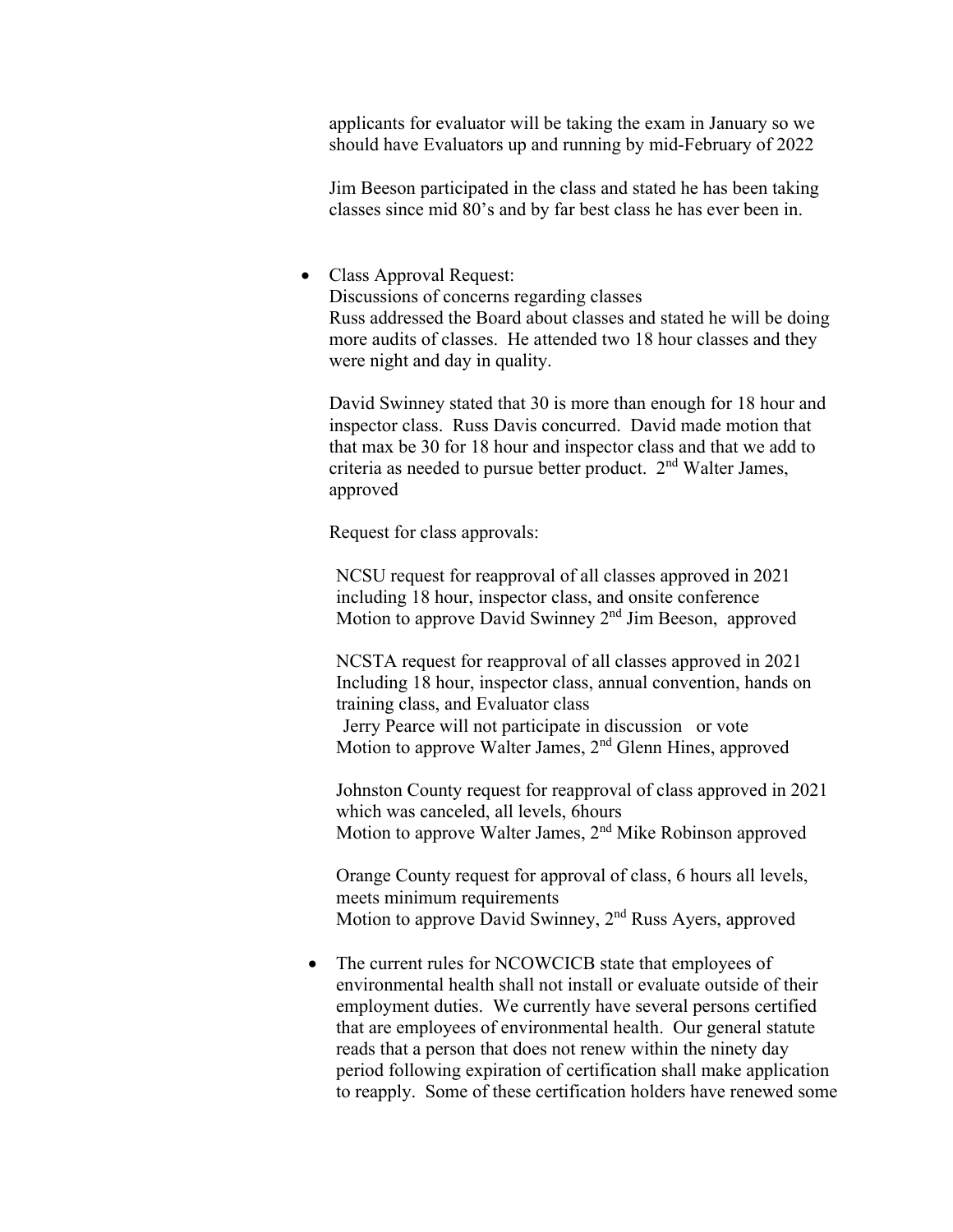applicants for evaluator will be taking the exam in January so we should have Evaluators up and running by mid-February of 2022

Jim Beeson participated in the class and stated he has been taking classes since mid 80's and by far best class he has ever been in.

- Class Approval Request:
  Discussions of concerns regarding classes
  Russ addressed the Board about classes and stated he will be doing more audits of classes. He attended two 18 hour classes and they were night and day in quality.

  David Swinney stated that 30 is more than enough for 18 hour and inspector class. Russ Davis concurred. David made motion that that max be 30 for 18 hour and inspector class and that we add to criteria as needed to pursue better product. 2nd Walter James, approved

  Request for class approvals:

  NCSU request for reapproval of all classes approved in 2021 including 18 hour, inspector class, and onsite conference
  Motion to approve David Swinney 2nd Jim Beeson, approved

  NCSTA request for reapproval of all classes approved in 2021 Including 18 hour, inspector class, annual convention, hands on training class, and Evaluator class
  Jerry Pearce will not participate in discussion or vote
  Motion to approve Walter James, 2nd Glenn Hines, approved

  Johnston County request for reapproval of class approved in 2021 which was canceled, all levels, 6hours
  Motion to approve Walter James, 2nd Mike Robinson approved

  Orange County request for approval of class, 6 hours all levels, meets minimum requirements
  Motion to approve David Swinney, 2nd Russ Ayers, approved

- The current rules for NCOWCICB state that employees of environmental health shall not install or evaluate outside of their employment duties. We currently have several persons certified that are employees of environmental health. Our general statute reads that a person that does not renew within the ninety day period following expiration of certification shall make application to reapply. Some of these certification holders have renewed some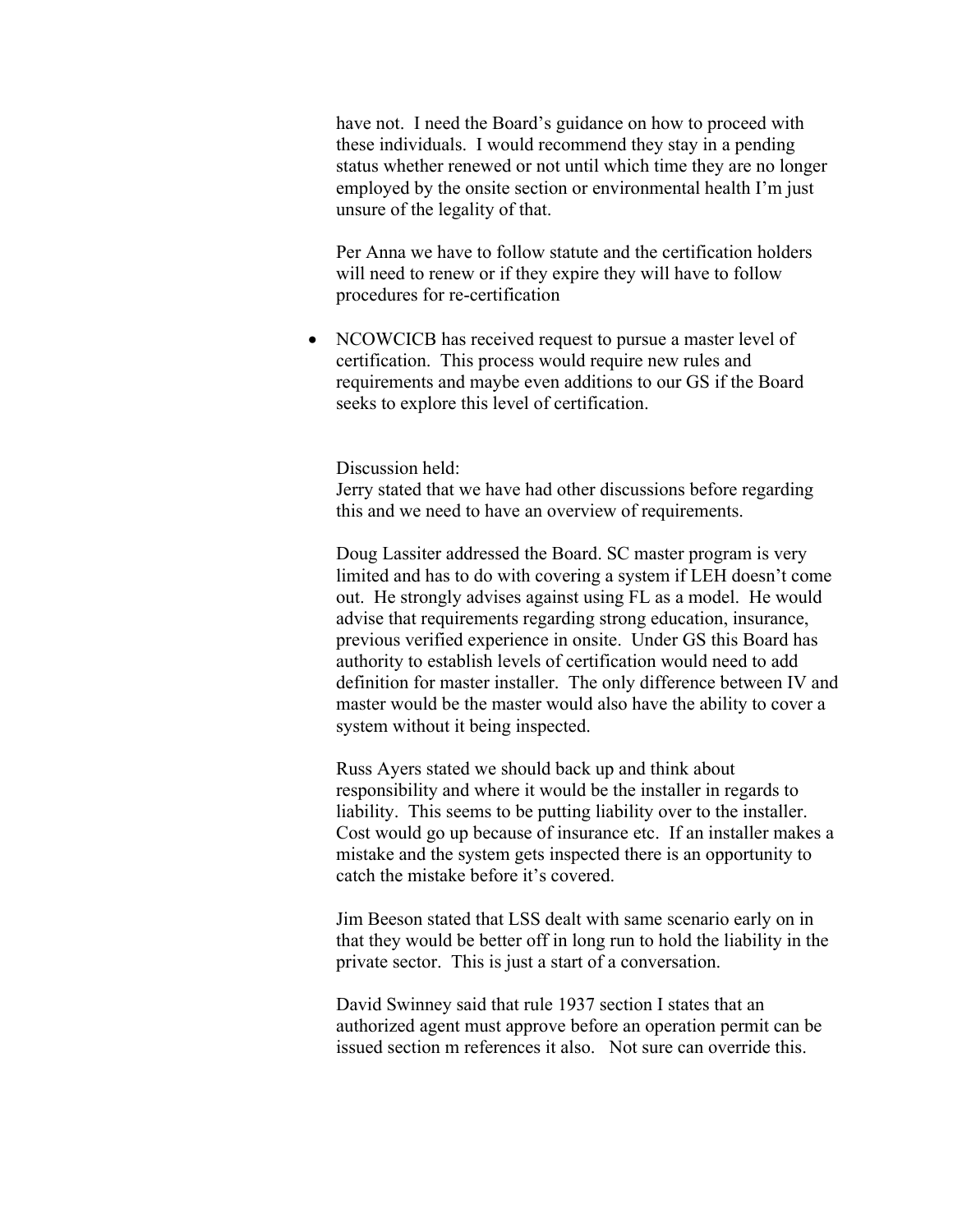have not. I need the Board's guidance on how to proceed with these individuals. I would recommend they stay in a pending status whether renewed or not until which time they are no longer employed by the onsite section or environmental health I'm just unsure of the legality of that.

Per Anna we have to follow statute and the certification holders will need to renew or if they expire they will have to follow procedures for re-certification

- NCOWCICB has received request to pursue a master level of certification. This process would require new rules and requirements and maybe even additions to our GS if the Board seeks to explore this level of certification.

  Discussion held:
  Jerry stated that we have had other discussions before regarding this and we need to have an overview of requirements.

  Doug Lassiter addressed the Board. SC master program is very limited and has to do with covering a system if LEH doesn't come out. He strongly advises against using FL as a model. He would advise that requirements regarding strong education, insurance, previous verified experience in onsite. Under GS this Board has authority to establish levels of certification would need to add definition for master installer. The only difference between IV and master would be the master would also have the ability to cover a system without it being inspected.

  Russ Ayers stated we should back up and think about responsibility and where it would be the installer in regards to liability. This seems to be putting liability over to the installer. Cost would go up because of insurance etc. If an installer makes a mistake and the system gets inspected there is an opportunity to catch the mistake before it's covered.

  Jim Beeson stated that LSS dealt with same scenario early on in that they would be better off in long run to hold the liability in the private sector. This is just a start of a conversation.

  David Swinney said that rule 1937 section I states that an authorized agent must approve before an operation permit can be issued section m references it also. Not sure can override this.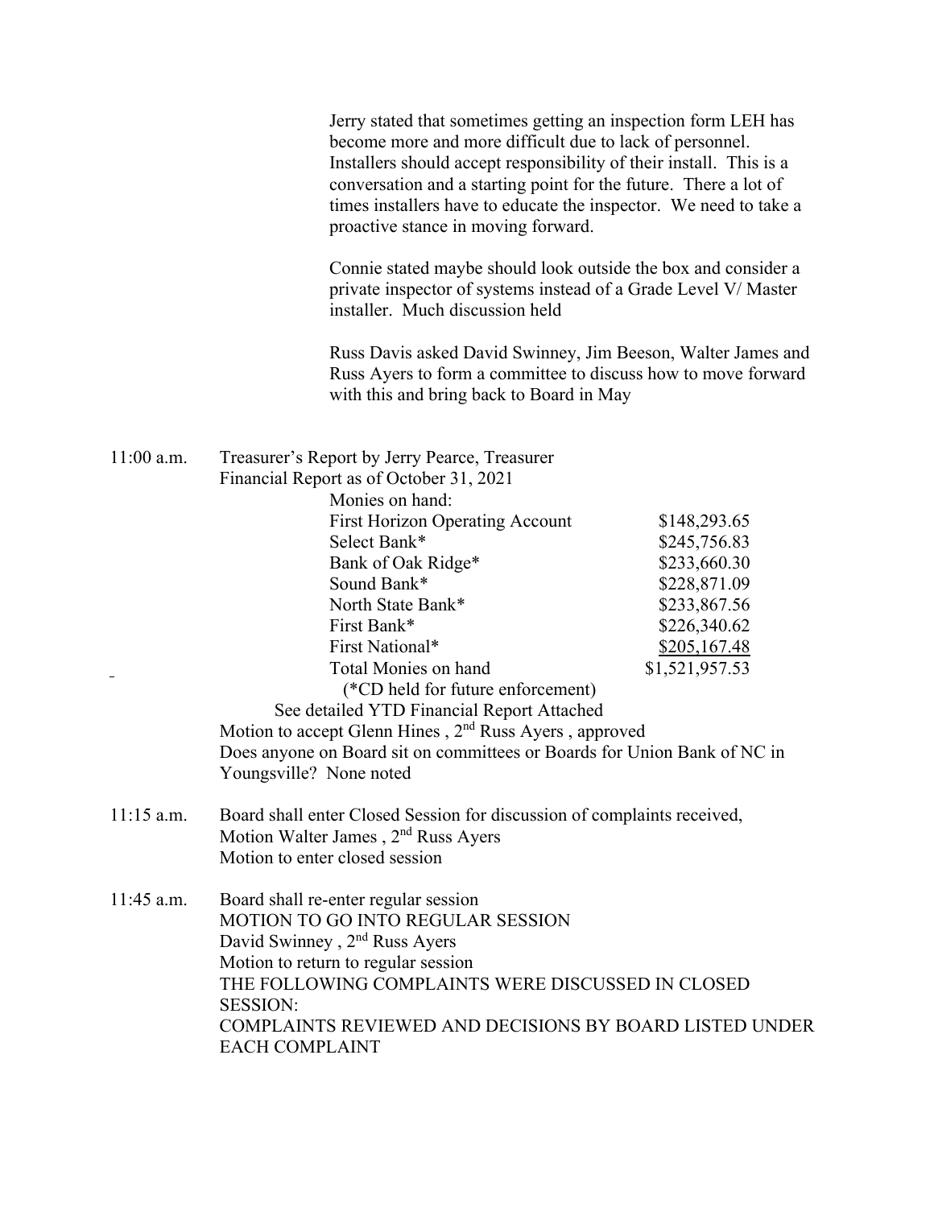Jerry stated that sometimes getting an inspection form LEH has become more and more difficult due to lack of personnel. Installers should accept responsibility of their install. This is a conversation and a starting point for the future. There a lot of times installers have to educate the inspector. We need to take a proactive stance in moving forward.

Connie stated maybe should look outside the box and consider a private inspector of systems instead of a Grade Level V/ Master installer. Much discussion held

Russ Davis asked David Swinney, Jim Beeson, Walter James and Russ Ayers to form a committee to discuss how to move forward with this and bring back to Board in May

11:00 a.m. Treasurer's Report by Jerry Pearce, Treasurer

Financial Report as of October 31, 2021

Monies on hand:

| | |
|---|---|
| First Horizon Operating Account | $148,293.65 |
| Select Bank* | $245,756.83 |
| Bank of Oak Ridge* | $233,660.30 |
| Sound Bank* | $228,871.09 |
| North State Bank* | $233,867.56 |
| First Bank* | $226,340.62 |
| First National* | $205,167.48 |
| Total Monies on hand | $1,521,957.53 |

(*CD held for future enforcement)

See detailed YTD Financial Report Attached

Motion to accept Glenn Hines , 2nd Russ Ayers , approved

Does anyone on Board sit on committees or Boards for Union Bank of NC in Youngsville? None noted

11:15 a.m. Board shall enter Closed Session for discussion of complaints received,

Motion Walter James , 2nd Russ Ayers

Motion to enter closed session

11:45 a.m. Board shall re-enter regular session

MOTION TO GO INTO REGULAR SESSION

David Swinney , 2nd Russ Ayers

Motion to return to regular session

THE FOLLOWING COMPLAINTS WERE DISCUSSED IN CLOSED SESSION:

COMPLAINTS REVIEWED AND DECISIONS BY BOARD LISTED UNDER EACH COMPLAINT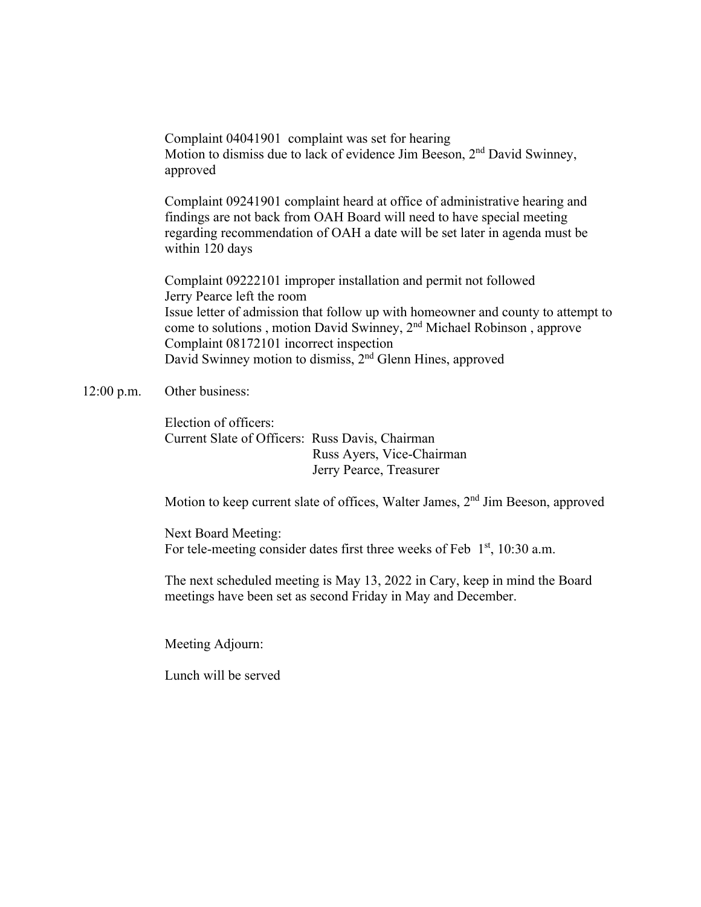Complaint 04041901 complaint was set for hearing
Motion to dismiss due to lack of evidence Jim Beeson, 2nd David Swinney, approved

Complaint 09241901 complaint heard at office of administrative hearing and findings are not back from OAH Board will need to have special meeting regarding recommendation of OAH a date will be set later in agenda must be within 120 days

Complaint 09222101 improper installation and permit not followed
Jerry Pearce left the room
Issue letter of admission that follow up with homeowner and county to attempt to come to solutions , motion David Swinney, 2nd Michael Robinson , approve
Complaint 08172101 incorrect inspection
David Swinney motion to dismiss, 2nd Glenn Hines, approved

12:00 p.m. Other business:

Election of officers:
Current Slate of Officers: Russ Davis, Chairman
Russ Ayers, Vice-Chairman
Jerry Pearce, Treasurer

Motion to keep current slate of offices, Walter James, 2nd Jim Beeson, approved

Next Board Meeting:
For tele-meeting consider dates first three weeks of Feb 1st, 10:30 a.m.

The next scheduled meeting is May 13, 2022 in Cary, keep in mind the Board meetings have been set as second Friday in May and December.

Meeting Adjourn:

Lunch will be served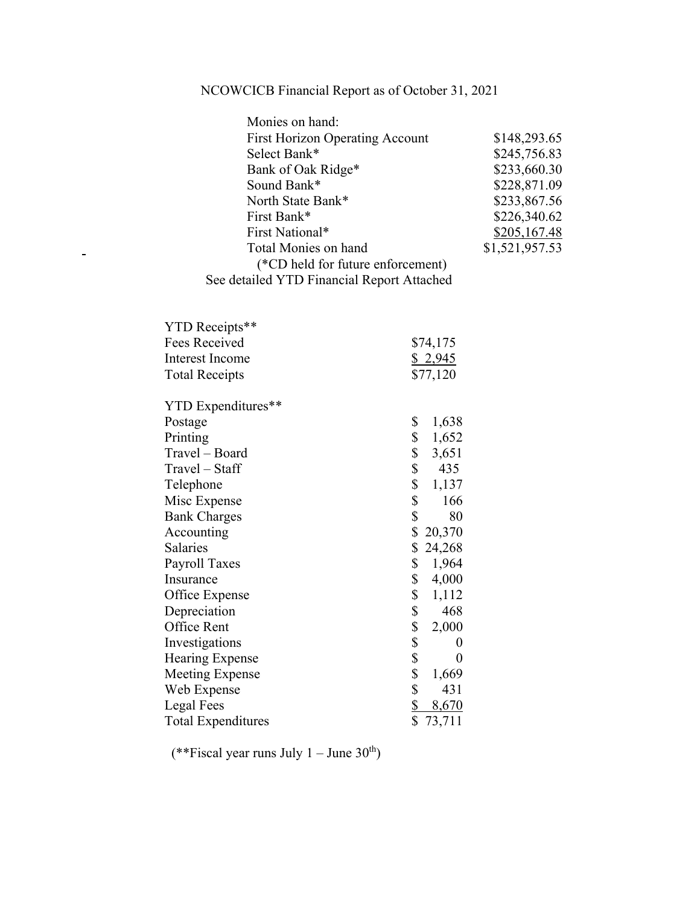NCOWCICB Financial Report as of October 31, 2021

| | |
|---|---|
| Monies on hand: | |
| First Horizon Operating Account | $148,293.65 |
| Select Bank* | $245,756.83 |
| Bank of Oak Ridge* | $233,660.30 |
| Sound Bank* | $228,871.09 |
| North State Bank* | $233,867.56 |
| First Bank* | $226,340.62 |
| First National* | $205,167.48 |
| Total Monies on hand | $1,521,957.53 |

(*CD held for future enforcement)

See detailed YTD Financial Report Attached

| | |
|---|---|
| YTD Receipts** | |
| Fees Received | $74,175 |
| Interest Income | $ 2,945 |
| Total Receipts | $77,120 |
| | |
| YTD Expenditures** | |
| Postage | $ 1,638 |
| Printing | $ 1,652 |
| Travel – Board | $ 3,651 |
| Travel – Staff | $ 435 |
| Telephone | $ 1,137 |
| Misc Expense | $ 166 |
| Bank Charges | $ 80 |
| Accounting | $ 20,370 |
| Salaries | $ 24,268 |
| Payroll Taxes | $ 1,964 |
| Insurance | $ 4,000 |
| Office Expense | $ 1,112 |
| Depreciation | $ 468 |
| Office Rent | $ 2,000 |
| Investigations | $ 0 |
| Hearing Expense | $ 0 |
| Meeting Expense | $ 1,669 |
| Web Expense | $ 431 |
| Legal Fees | $ 8,670 |
| Total Expenditures | $ 73,711 |

(**Fiscal year runs July 1 – June 30th)